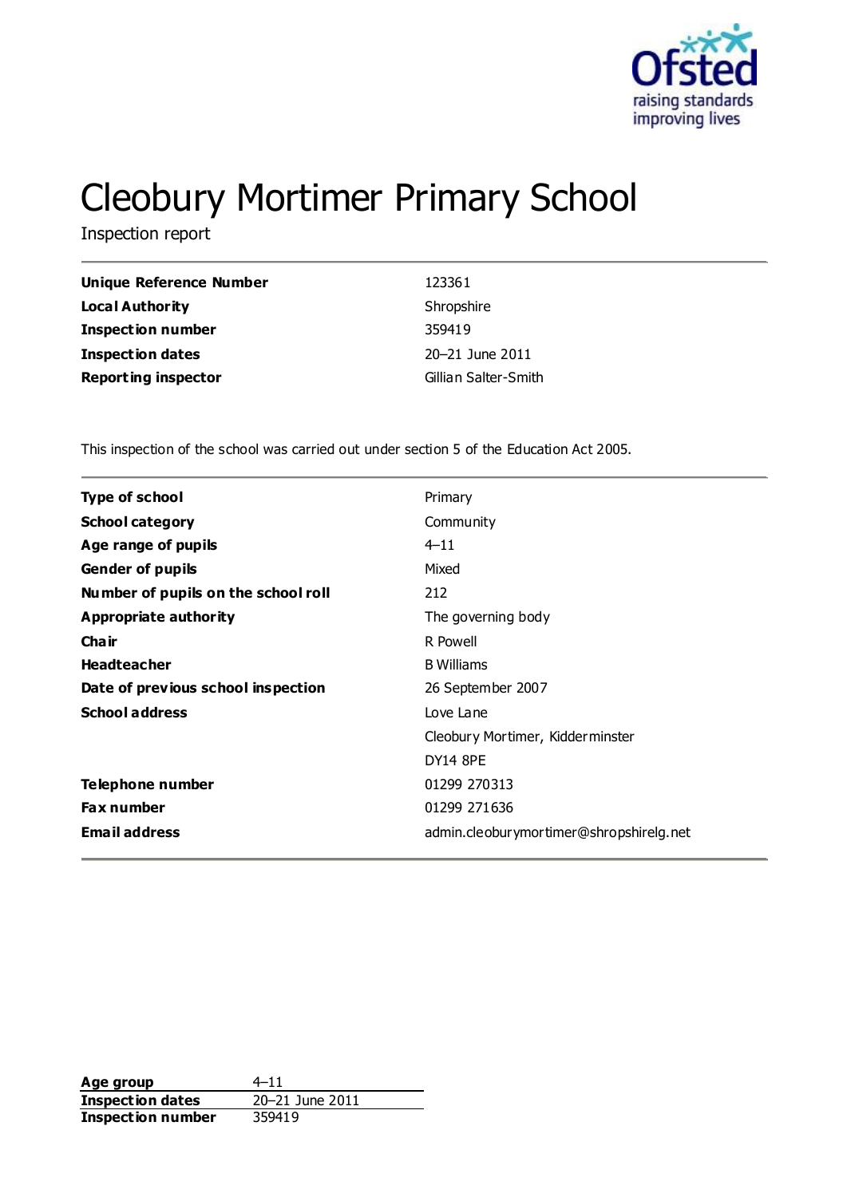# Cleobury Mortimer Primary School

Inspection report

| | |
|---|---|
| **Unique Reference Number** | 123361 |
| **Local Authority** | Shropshire |
| **Inspection number** | 359419 |
| **Inspection dates** | 20–21 June 2011 |
| **Reporting inspector** | Gillian Salter-Smith |

This inspection of the school was carried out under section 5 of the Education Act 2005.

| | |
|---|---|
| **Type of school** | Primary |
| **School category** | Community |
| **Age range of pupils** | 4–11 |
| **Gender of pupils** | Mixed |
| **Number of pupils on the school roll** | 212 |
| **Appropriate authority** | The governing body |
| **Chair** | R Powell |
| **Headteacher** | B Williams |
| **Date of previous school inspection** | 26 September 2007 |
| **School address** | Love Lane |
| | Cleobury Mortimer, Kidderminster |
| | DY14 8PE |
| **Telephone number** | 01299 270313 |
| **Fax number** | 01299 271636 |
| **Email address** | admin.cleoburymortimer@shropshirelg.net |

| | |
|---|---|
| **Age group** | 4–11 |
| **Inspection dates** | 20–21 June 2011 |
| **Inspection number** | 359419 |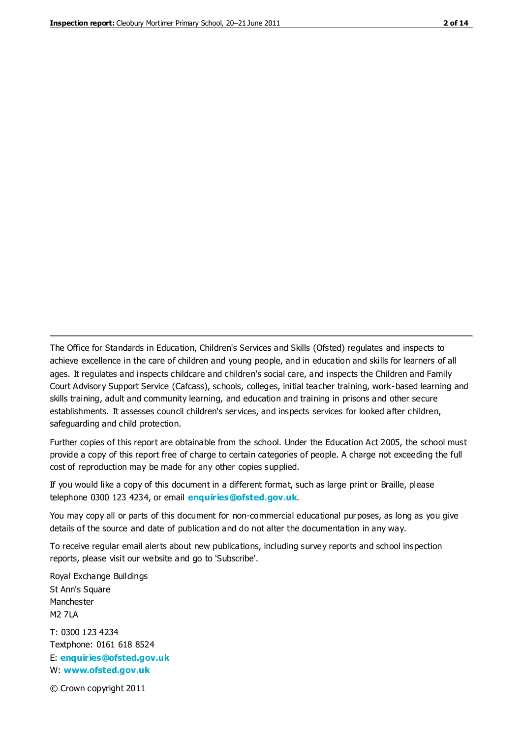The Office for Standards in Education, Children's Services and Skills (Ofsted) regulates and inspects to achieve excellence in the care of children and young people, and in education and skills for learners of all ages. It regulates and inspects childcare and children's social care, and inspects the Children and Family Court Advisory Support Service (Cafcass), schools, colleges, initial teacher training, work-based learning and skills training, adult and community learning, and education and training in prisons and other secure establishments. It assesses council children's services, and inspects services for looked after children, safeguarding and child protection.

Further copies of this report are obtainable from the school. Under the Education Act 2005, the school must provide a copy of this report free of charge to certain categories of people. A charge not exceeding the full cost of reproduction may be made for any other copies supplied.

If you would like a copy of this document in a different format, such as large print or Braille, please telephone 0300 123 4234, or email **enquiries@ofsted.gov.uk**.

You may copy all or parts of this document for non-commercial educational purposes, as long as you give details of the source and date of publication and do not alter the documentation in any way.

To receive regular email alerts about new publications, including survey reports and school inspection reports, please visit our website and go to 'Subscribe'.

Royal Exchange Buildings
St Ann's Square
Manchester
M2 7LA

T: 0300 123 4234
Textphone: 0161 618 8524
E: **enquiries@ofsted.gov.uk**
W: **www.ofsted.gov.uk**

© Crown copyright 2011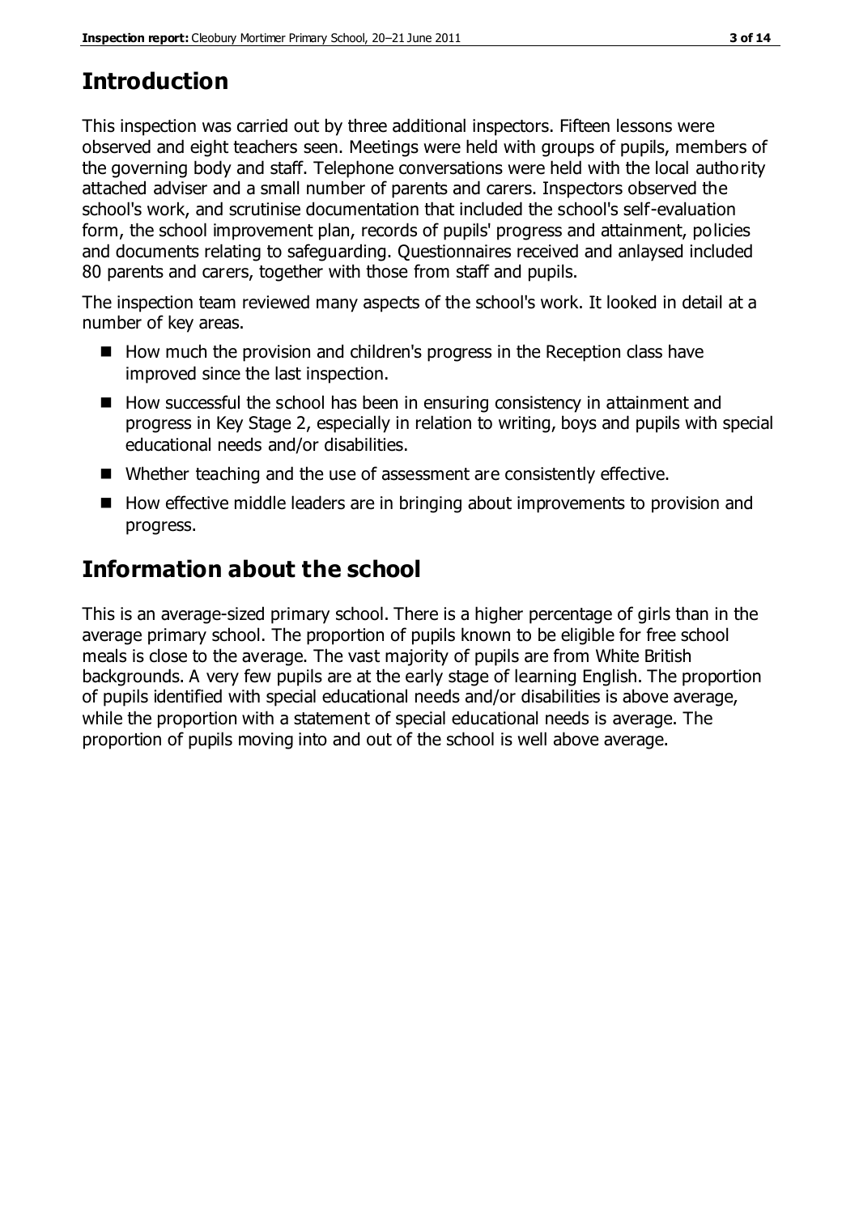## Introduction

This inspection was carried out by three additional inspectors. Fifteen lessons were observed and eight teachers seen. Meetings were held with groups of pupils, members of the governing body and staff. Telephone conversations were held with the local authority attached adviser and a small number of parents and carers. Inspectors observed the school's work, and scrutinise documentation that included the school's self-evaluation form, the school improvement plan, records of pupils' progress and attainment, policies and documents relating to safeguarding. Questionnaires received and anlaysed included 80 parents and carers, together with those from staff and pupils.

The inspection team reviewed many aspects of the school's work. It looked in detail at a number of key areas.

- How much the provision and children's progress in the Reception class have improved since the last inspection.
- How successful the school has been in ensuring consistency in attainment and progress in Key Stage 2, especially in relation to writing, boys and pupils with special educational needs and/or disabilities.
- Whether teaching and the use of assessment are consistently effective.
- How effective middle leaders are in bringing about improvements to provision and progress.

## Information about the school

This is an average-sized primary school. There is a higher percentage of girls than in the average primary school. The proportion of pupils known to be eligible for free school meals is close to the average. The vast majority of pupils are from White British backgrounds. A very few pupils are at the early stage of learning English. The proportion of pupils identified with special educational needs and/or disabilities is above average, while the proportion with a statement of special educational needs is average. The proportion of pupils moving into and out of the school is well above average.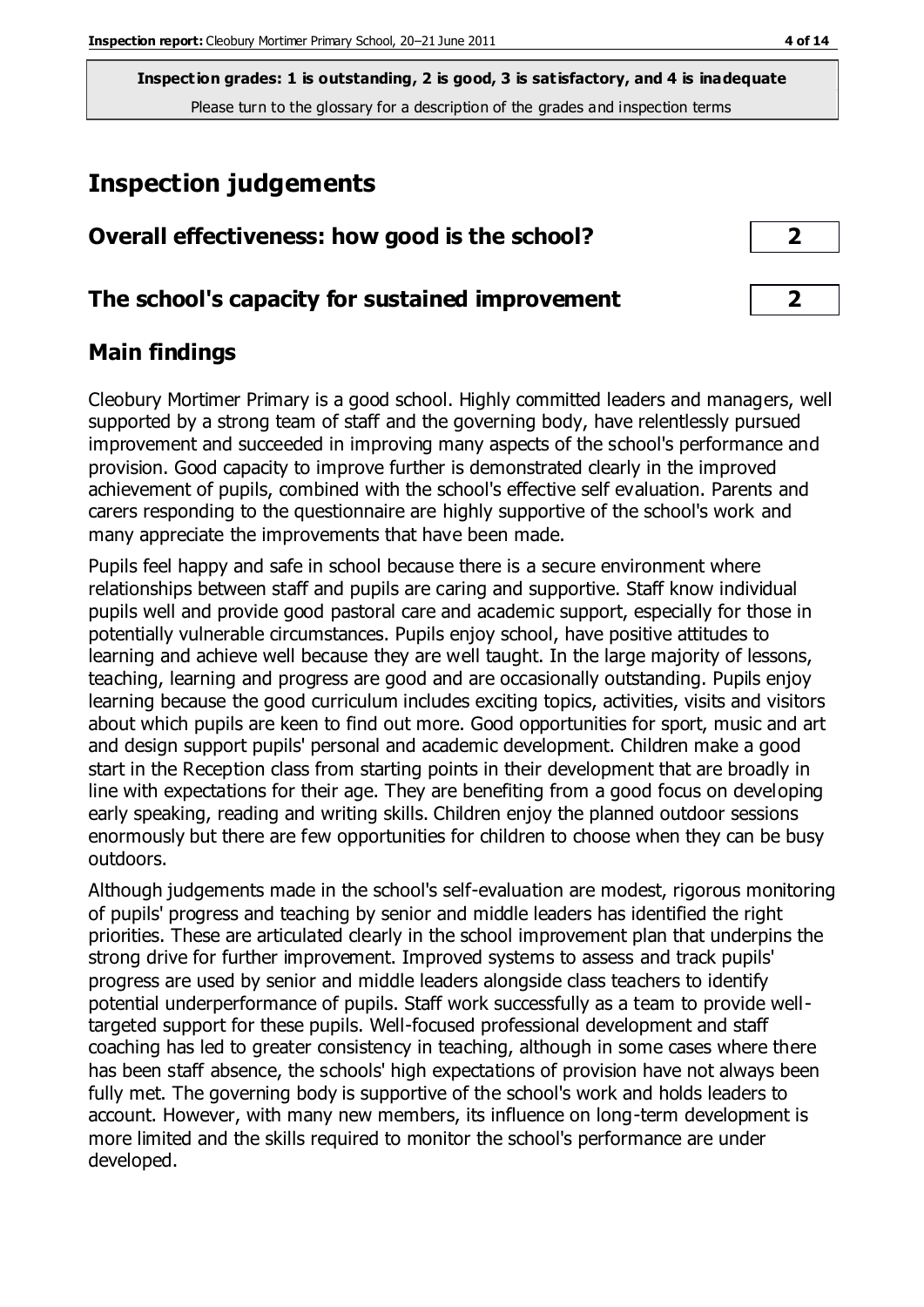**Inspection grades: 1 is outstanding, 2 is good, 3 is satisfactory, and 4 is inadequate**
Please turn to the glossary for a description of the grades and inspection terms

## Inspection judgements

### Overall effectiveness: how good is the school? 2

### The school's capacity for sustained improvement 2

## Main findings

Cleobury Mortimer Primary is a good school. Highly committed leaders and managers, well supported by a strong team of staff and the governing body, have relentlessly pursued improvement and succeeded in improving many aspects of the school's performance and provision. Good capacity to improve further is demonstrated clearly in the improved achievement of pupils, combined with the school's effective self evaluation. Parents and carers responding to the questionnaire are highly supportive of the school's work and many appreciate the improvements that have been made.

Pupils feel happy and safe in school because there is a secure environment where relationships between staff and pupils are caring and supportive. Staff know individual pupils well and provide good pastoral care and academic support, especially for those in potentially vulnerable circumstances. Pupils enjoy school, have positive attitudes to learning and achieve well because they are well taught. In the large majority of lessons, teaching, learning and progress are good and are occasionally outstanding. Pupils enjoy learning because the good curriculum includes exciting topics, activities, visits and visitors about which pupils are keen to find out more. Good opportunities for sport, music and art and design support pupils' personal and academic development. Children make a good start in the Reception class from starting points in their development that are broadly in line with expectations for their age. They are benefiting from a good focus on developing early speaking, reading and writing skills. Children enjoy the planned outdoor sessions enormously but there are few opportunities for children to choose when they can be busy outdoors.

Although judgements made in the school's self-evaluation are modest, rigorous monitoring of pupils' progress and teaching by senior and middle leaders has identified the right priorities. These are articulated clearly in the school improvement plan that underpins the strong drive for further improvement. Improved systems to assess and track pupils' progress are used by senior and middle leaders alongside class teachers to identify potential underperformance of pupils. Staff work successfully as a team to provide well-targeted support for these pupils. Well-focused professional development and staff coaching has led to greater consistency in teaching, although in some cases where there has been staff absence, the schools' high expectations of provision have not always been fully met. The governing body is supportive of the school's work and holds leaders to account. However, with many new members, its influence on long-term development is more limited and the skills required to monitor the school's performance are under developed.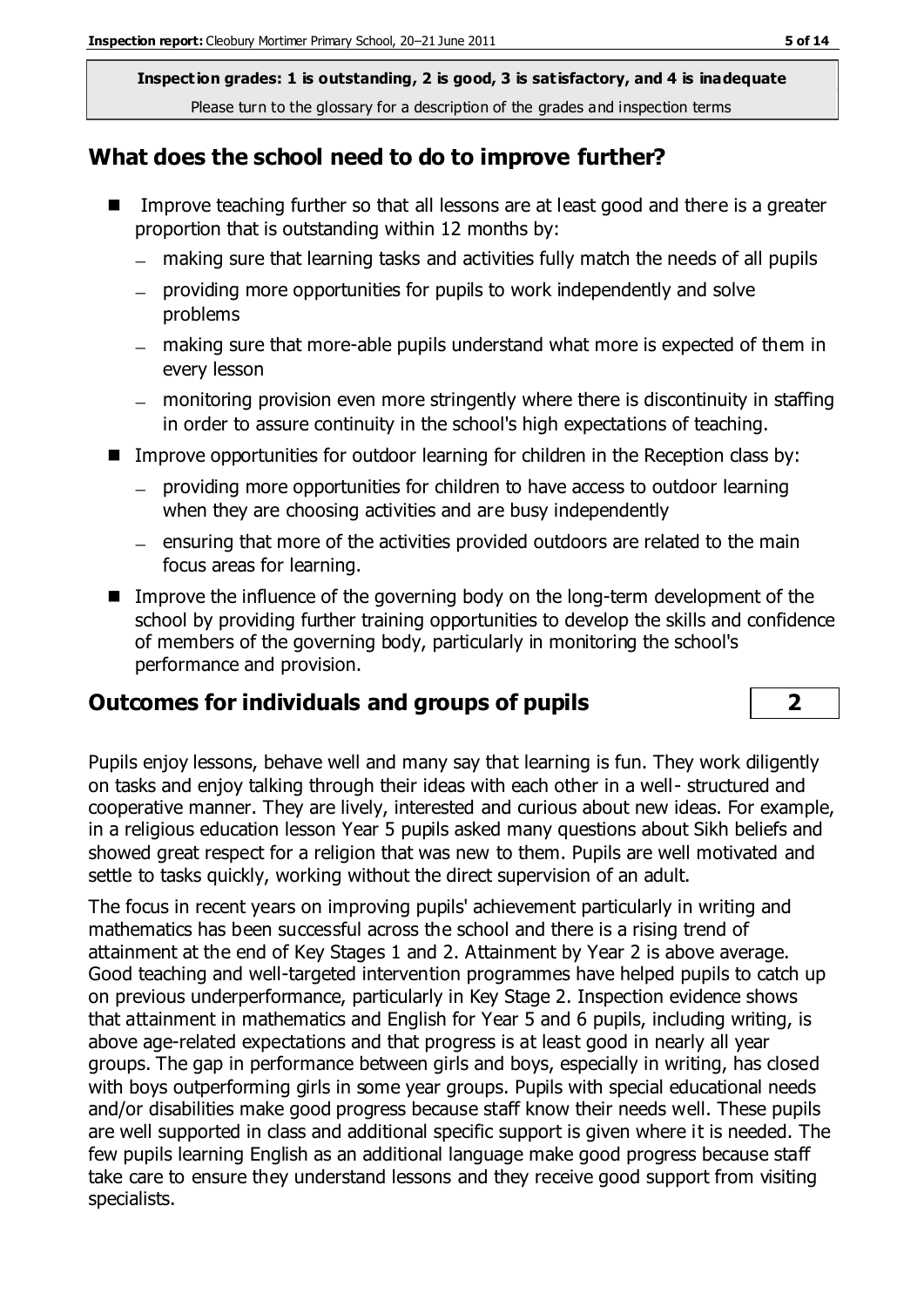Inspection grades: 1 is outstanding, 2 is good, 3 is satisfactory, and 4 is inadequate
Please turn to the glossary for a description of the grades and inspection terms

## What does the school need to do to improve further?

- Improve teaching further so that all lessons are at least good and there is a greater proportion that is outstanding within 12 months by:
  - making sure that learning tasks and activities fully match the needs of all pupils
  - providing more opportunities for pupils to work independently and solve problems
  - making sure that more-able pupils understand what more is expected of them in every lesson
  - monitoring provision even more stringently where there is discontinuity in staffing in order to assure continuity in the school's high expectations of teaching.
- Improve opportunities for outdoor learning for children in the Reception class by:
  - providing more opportunities for children to have access to outdoor learning when they are choosing activities and are busy independently
  - ensuring that more of the activities provided outdoors are related to the main focus areas for learning.
- Improve the influence of the governing body on the long-term development of the school by providing further training opportunities to develop the skills and confidence of members of the governing body, particularly in monitoring the school's performance and provision.

## Outcomes for individuals and groups of pupils — 2

Pupils enjoy lessons, behave well and many say that learning is fun. They work diligently on tasks and enjoy talking through their ideas with each other in a well- structured and cooperative manner. They are lively, interested and curious about new ideas. For example, in a religious education lesson Year 5 pupils asked many questions about Sikh beliefs and showed great respect for a religion that was new to them. Pupils are well motivated and settle to tasks quickly, working without the direct supervision of an adult.

The focus in recent years on improving pupils' achievement particularly in writing and mathematics has been successful across the school and there is a rising trend of attainment at the end of Key Stages 1 and 2. Attainment by Year 2 is above average. Good teaching and well-targeted intervention programmes have helped pupils to catch up on previous underperformance, particularly in Key Stage 2. Inspection evidence shows that attainment in mathematics and English for Year 5 and 6 pupils, including writing, is above age-related expectations and that progress is at least good in nearly all year groups. The gap in performance between girls and boys, especially in writing, has closed with boys outperforming girls in some year groups. Pupils with special educational needs and/or disabilities make good progress because staff know their needs well. These pupils are well supported in class and additional specific support is given where it is needed. The few pupils learning English as an additional language make good progress because staff take care to ensure they understand lessons and they receive good support from visiting specialists.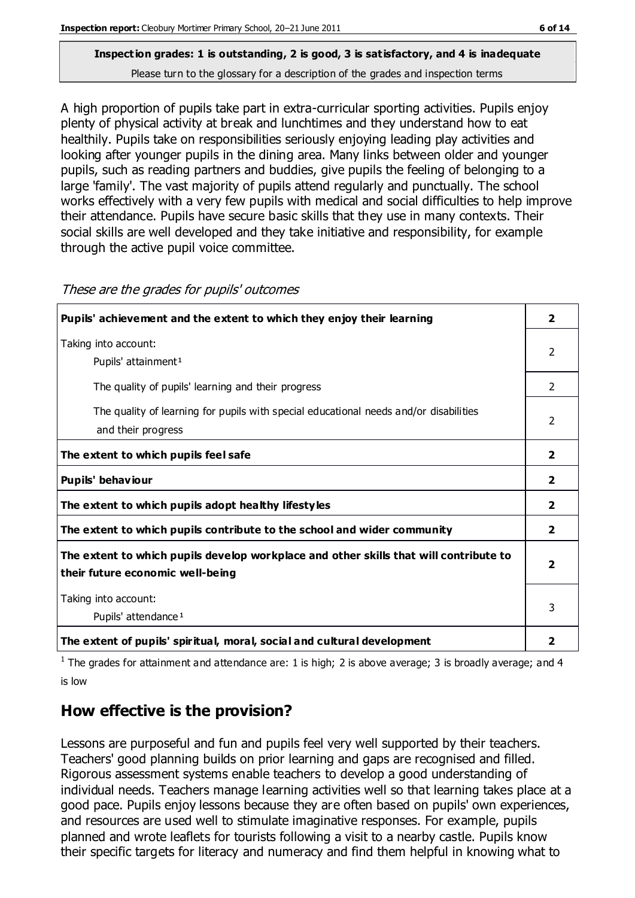**Inspection grades: 1 is outstanding, 2 is good, 3 is satisfactory, and 4 is inadequate**
Please turn to the glossary for a description of the grades and inspection terms

A high proportion of pupils take part in extra-curricular sporting activities. Pupils enjoy plenty of physical activity at break and lunchtimes and they understand how to eat healthily. Pupils take on responsibilities seriously enjoying leading play activities and looking after younger pupils in the dining area. Many links between older and younger pupils, such as reading partners and buddies, give pupils the feeling of belonging to a large 'family'. The vast majority of pupils attend regularly and punctually. The school works effectively with a very few pupils with medical and social difficulties to help improve their attendance. Pupils have secure basic skills that they use in many contexts. Their social skills are well developed and they take initiative and responsibility, for example through the active pupil voice committee.

*These are the grades for pupils' outcomes*

| | |
|---|---|
| **Pupils' achievement and the extent to which they enjoy their learning** | **2** |
| Taking into account:<br>Pupils' attainment[1] | 2 |
| The quality of pupils' learning and their progress | 2 |
| The quality of learning for pupils with special educational needs and/or disabilities and their progress | 2 |
| **The extent to which pupils feel safe** | **2** |
| **Pupils' behaviour** | **2** |
| **The extent to which pupils adopt healthy lifestyles** | **2** |
| **The extent to which pupils contribute to the school and wider community** | **2** |
| **The extent to which pupils develop workplace and other skills that will contribute to their future economic well-being** | **2** |
| Taking into account:<br>Pupils' attendance[1] | 3 |
| **The extent of pupils' spiritual, moral, social and cultural development** | **2** |

[1] The grades for attainment and attendance are: 1 is high; 2 is above average; 3 is broadly average; and 4 is low

## How effective is the provision?

Lessons are purposeful and fun and pupils feel very well supported by their teachers. Teachers' good planning builds on prior learning and gaps are recognised and filled. Rigorous assessment systems enable teachers to develop a good understanding of individual needs. Teachers manage learning activities well so that learning takes place at a good pace. Pupils enjoy lessons because they are often based on pupils' own experiences, and resources are used well to stimulate imaginative responses. For example, pupils planned and wrote leaflets for tourists following a visit to a nearby castle. Pupils know their specific targets for literacy and numeracy and find them helpful in knowing what to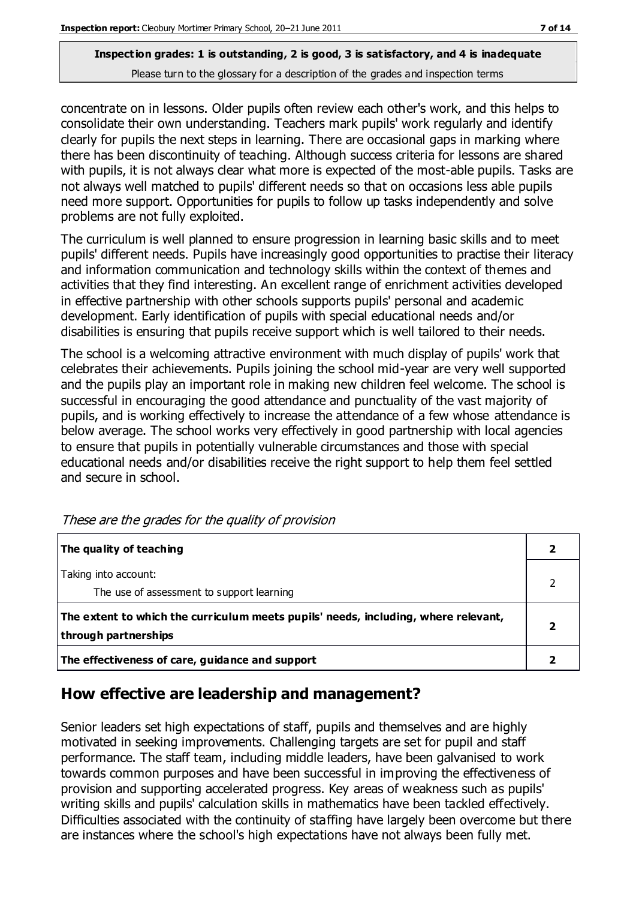concentrate on in lessons. Older pupils often review each other's work, and this helps to consolidate their own understanding. Teachers mark pupils' work regularly and identify clearly for pupils the next steps in learning. There are occasional gaps in marking where there has been discontinuity of teaching. Although success criteria for lessons are shared with pupils, it is not always clear what more is expected of the most-able pupils. Tasks are not always well matched to pupils' different needs so that on occasions less able pupils need more support. Opportunities for pupils to follow up tasks independently and solve problems are not fully exploited.

The curriculum is well planned to ensure progression in learning basic skills and to meet pupils' different needs. Pupils have increasingly good opportunities to practise their literacy and information communication and technology skills within the context of themes and activities that they find interesting. An excellent range of enrichment activities developed in effective partnership with other schools supports pupils' personal and academic development. Early identification of pupils with special educational needs and/or disabilities is ensuring that pupils receive support which is well tailored to their needs.

The school is a welcoming attractive environment with much display of pupils' work that celebrates their achievements. Pupils joining the school mid-year are very well supported and the pupils play an important role in making new children feel welcome. The school is successful in encouraging the good attendance and punctuality of the vast majority of pupils, and is working effectively to increase the attendance of a few whose attendance is below average. The school works very effectively in good partnership with local agencies to ensure that pupils in potentially vulnerable circumstances and those with special educational needs and/or disabilities receive the right support to help them feel settled and secure in school.

*These are the grades for the quality of provision*

| | |
|---|---|
| **The quality of teaching** | **2** |
| Taking into account:<br>The use of assessment to support learning | 2 |
| **The extent to which the curriculum meets pupils' needs, including, where relevant, through partnerships** | **2** |
| **The effectiveness of care, guidance and support** | **2** |

## How effective are leadership and management?

Senior leaders set high expectations of staff, pupils and themselves and are highly motivated in seeking improvements. Challenging targets are set for pupil and staff performance. The staff team, including middle leaders, have been galvanised to work towards common purposes and have been successful in improving the effectiveness of provision and supporting accelerated progress. Key areas of weakness such as pupils' writing skills and pupils' calculation skills in mathematics have been tackled effectively. Difficulties associated with the continuity of staffing have largely been overcome but there are instances where the school's high expectations have not always been fully met.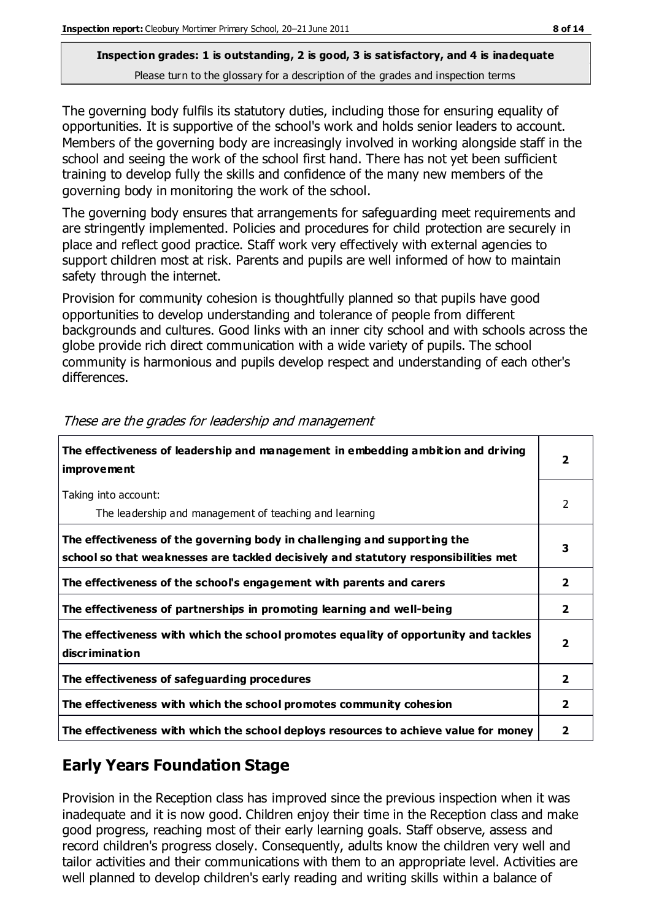**Inspection grades: 1 is outstanding, 2 is good, 3 is satisfactory, and 4 is inadequate**
Please turn to the glossary for a description of the grades and inspection terms

The governing body fulfils its statutory duties, including those for ensuring equality of opportunities. It is supportive of the school's work and holds senior leaders to account. Members of the governing body are increasingly involved in working alongside staff in the school and seeing the work of the school first hand. There has not yet been sufficient training to develop fully the skills and confidence of the many new members of the governing body in monitoring the work of the school.

The governing body ensures that arrangements for safeguarding meet requirements and are stringently implemented. Policies and procedures for child protection are securely in place and reflect good practice. Staff work very effectively with external agencies to support children most at risk. Parents and pupils are well informed of how to maintain safety through the internet.

Provision for community cohesion is thoughtfully planned so that pupils have good opportunities to develop understanding and tolerance of people from different backgrounds and cultures. Good links with an inner city school and with schools across the globe provide rich direct communication with a wide variety of pupils. The school community is harmonious and pupils develop respect and understanding of each other's differences.

*These are the grades for leadership and management*

| | |
|---|---|
| **The effectiveness of leadership and management in embedding ambition and driving improvement** | **2** |
| Taking into account: The leadership and management of teaching and learning | 2 |
| **The effectiveness of the governing body in challenging and supporting the school so that weaknesses are tackled decisively and statutory responsibilities met** | **3** |
| **The effectiveness of the school's engagement with parents and carers** | **2** |
| **The effectiveness of partnerships in promoting learning and well-being** | **2** |
| **The effectiveness with which the school promotes equality of opportunity and tackles discrimination** | **2** |
| **The effectiveness of safeguarding procedures** | **2** |
| **The effectiveness with which the school promotes community cohesion** | **2** |
| **The effectiveness with which the school deploys resources to achieve value for money** | **2** |

## Early Years Foundation Stage

Provision in the Reception class has improved since the previous inspection when it was inadequate and it is now good. Children enjoy their time in the Reception class and make good progress, reaching most of their early learning goals. Staff observe, assess and record children's progress closely. Consequently, adults know the children very well and tailor activities and their communications with them to an appropriate level. Activities are well planned to develop children's early reading and writing skills within a balance of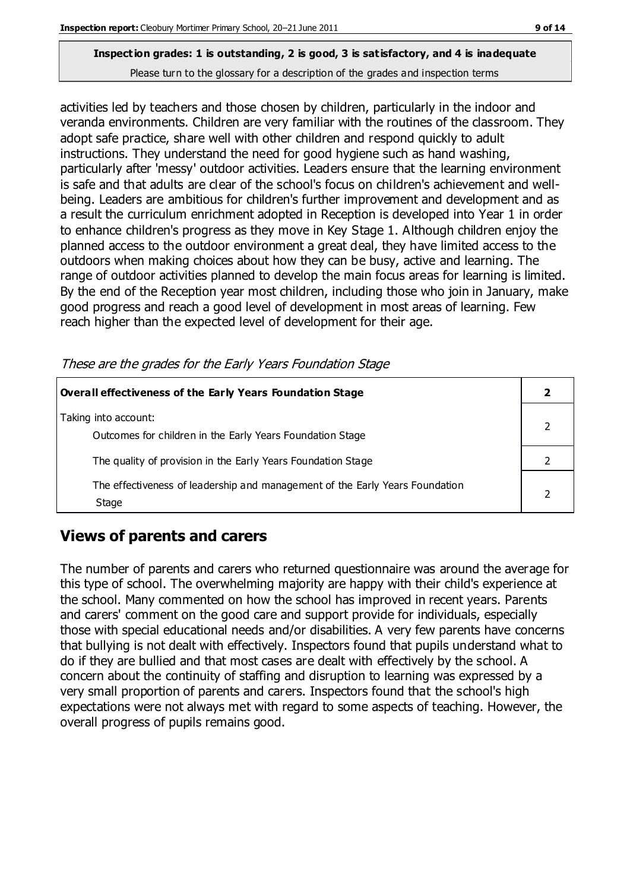**Inspection grades: 1 is outstanding, 2 is good, 3 is satisfactory, and 4 is inadequate**
Please turn to the glossary for a description of the grades and inspection terms

activities led by teachers and those chosen by children, particularly in the indoor and veranda environments. Children are very familiar with the routines of the classroom. They adopt safe practice, share well with other children and respond quickly to adult instructions. They understand the need for good hygiene such as hand washing, particularly after 'messy' outdoor activities. Leaders ensure that the learning environment is safe and that adults are clear of the school's focus on children's achievement and well-being. Leaders are ambitious for children's further improvement and development and as a result the curriculum enrichment adopted in Reception is developed into Year 1 in order to enhance children's progress as they move in Key Stage 1. Although children enjoy the planned access to the outdoor environment a great deal, they have limited access to the outdoors when making choices about how they can be busy, active and learning. The range of outdoor activities planned to develop the main focus areas for learning is limited. By the end of the Reception year most children, including those who join in January, make good progress and reach a good level of development in most areas of learning. Few reach higher than the expected level of development for their age.

*These are the grades for the Early Years Foundation Stage*

| **Overall effectiveness of the Early Years Foundation Stage** | **2** |
|---|---|
| Taking into account: Outcomes for children in the Early Years Foundation Stage | 2 |
| The quality of provision in the Early Years Foundation Stage | 2 |
| The effectiveness of leadership and management of the Early Years Foundation Stage | 2 |

## Views of parents and carers

The number of parents and carers who returned questionnaire was around the average for this type of school. The overwhelming majority are happy with their child's experience at the school. Many commented on how the school has improved in recent years. Parents and carers' comment on the good care and support provide for individuals, especially those with special educational needs and/or disabilities. A very few parents have concerns that bullying is not dealt with effectively. Inspectors found that pupils understand what to do if they are bullied and that most cases are dealt with effectively by the school. A concern about the continuity of staffing and disruption to learning was expressed by a very small proportion of parents and carers. Inspectors found that the school's high expectations were not always met with regard to some aspects of teaching. However, the overall progress of pupils remains good.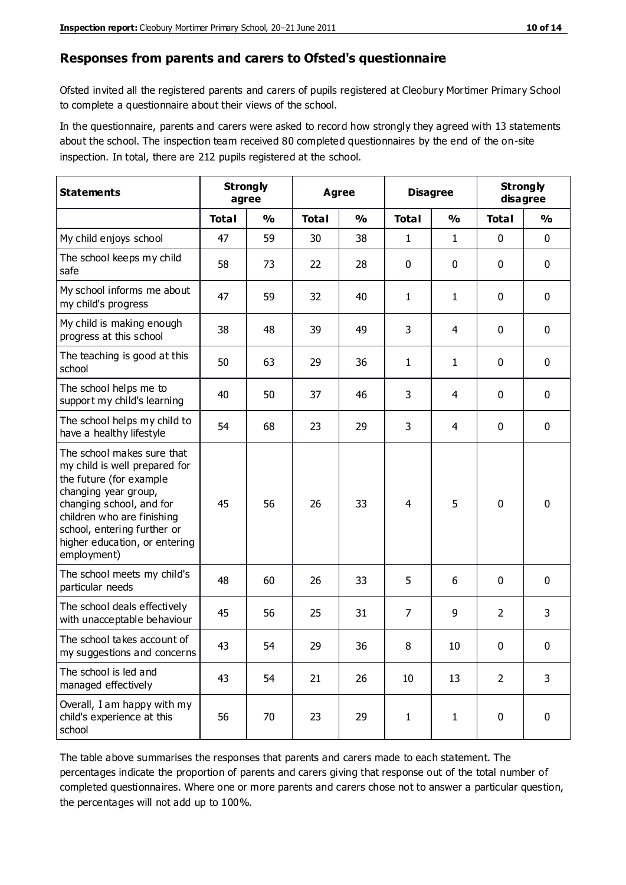## Responses from parents and carers to Ofsted's questionnaire

Ofsted invited all the registered parents and carers of pupils registered at Cleobury Mortimer Primary School to complete a questionnaire about their views of the school.

In the questionnaire, parents and carers were asked to record how strongly they agreed with 13 statements about the school. The inspection team received 80 completed questionnaires by the end of the on-site inspection. In total, there are 212 pupils registered at the school.

| Statements | Strongly agree | | Agree | | Disagree | | Strongly disagree | |
|---|---|---|---|---|---|---|---|---|
| | Total | % | Total | % | Total | % | Total | % |
| My child enjoys school | 47 | 59 | 30 | 38 | 1 | 1 | 0 | 0 |
| The school keeps my child safe | 58 | 73 | 22 | 28 | 0 | 0 | 0 | 0 |
| My school informs me about my child's progress | 47 | 59 | 32 | 40 | 1 | 1 | 0 | 0 |
| My child is making enough progress at this school | 38 | 48 | 39 | 49 | 3 | 4 | 0 | 0 |
| The teaching is good at this school | 50 | 63 | 29 | 36 | 1 | 1 | 0 | 0 |
| The school helps me to support my child's learning | 40 | 50 | 37 | 46 | 3 | 4 | 0 | 0 |
| The school helps my child to have a healthy lifestyle | 54 | 68 | 23 | 29 | 3 | 4 | 0 | 0 |
| The school makes sure that my child is well prepared for the future (for example changing year group, changing school, and for children who are finishing school, entering further or higher education, or entering employment) | 45 | 56 | 26 | 33 | 4 | 5 | 0 | 0 |
| The school meets my child's particular needs | 48 | 60 | 26 | 33 | 5 | 6 | 0 | 0 |
| The school deals effectively with unacceptable behaviour | 45 | 56 | 25 | 31 | 7 | 9 | 2 | 3 |
| The school takes account of my suggestions and concerns | 43 | 54 | 29 | 36 | 8 | 10 | 0 | 0 |
| The school is led and managed effectively | 43 | 54 | 21 | 26 | 10 | 13 | 2 | 3 |
| Overall, I am happy with my child's experience at this school | 56 | 70 | 23 | 29 | 1 | 1 | 0 | 0 |

The table above summarises the responses that parents and carers made to each statement. The percentages indicate the proportion of parents and carers giving that response out of the total number of completed questionnaires. Where one or more parents and carers chose not to answer a particular question, the percentages will not add up to 100%.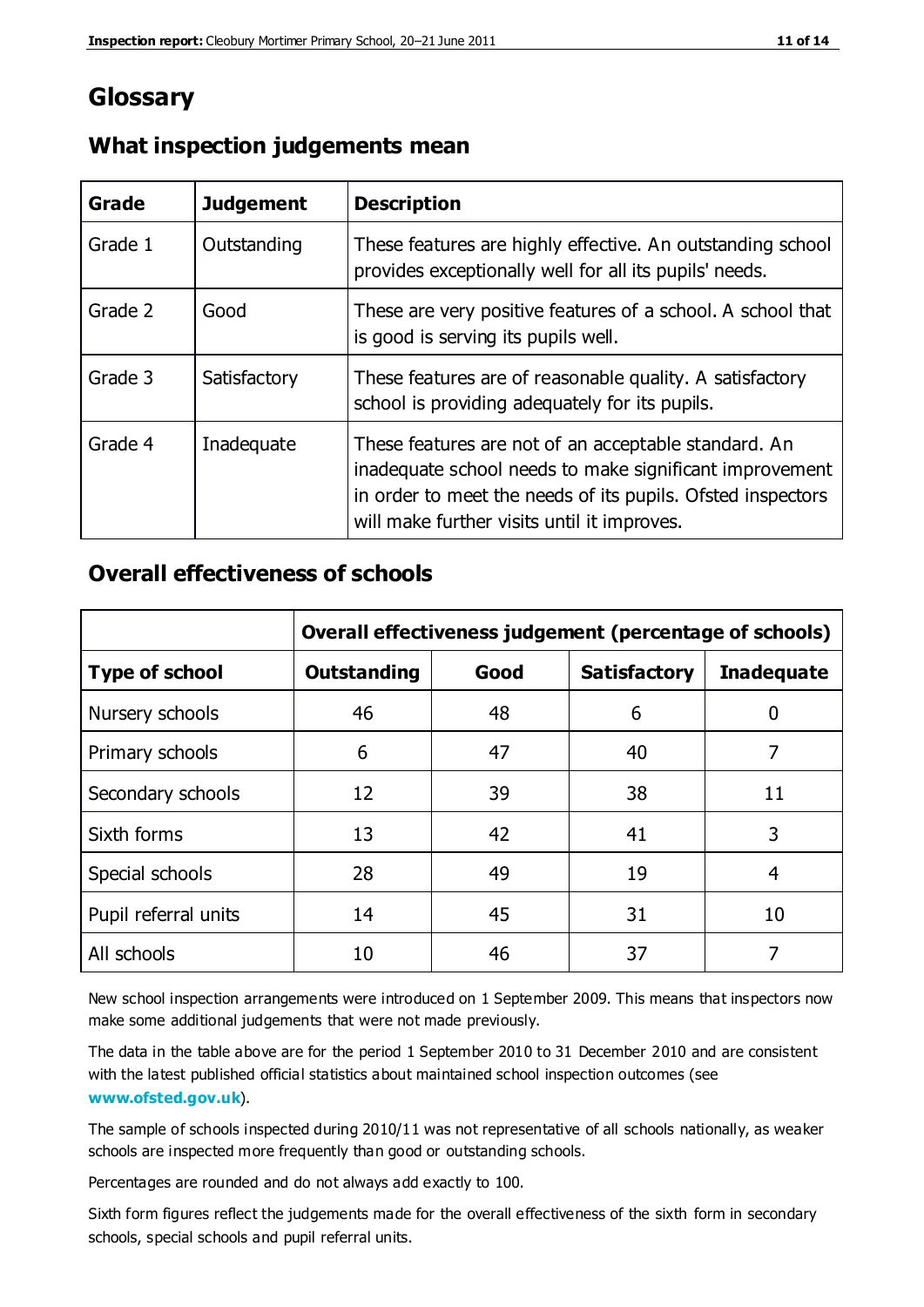# Glossary

## What inspection judgements mean

| Grade | Judgement | Description |
|---|---|---|
| Grade 1 | Outstanding | These features are highly effective. An outstanding school provides exceptionally well for all its pupils' needs. |
| Grade 2 | Good | These are very positive features of a school. A school that is good is serving its pupils well. |
| Grade 3 | Satisfactory | These features are of reasonable quality. A satisfactory school is providing adequately for its pupils. |
| Grade 4 | Inadequate | These features are not of an acceptable standard. An inadequate school needs to make significant improvement in order to meet the needs of its pupils. Ofsted inspectors will make further visits until it improves. |

## Overall effectiveness of schools

| | Overall effectiveness judgement (percentage of schools) | | | |
|---|---|---|---|---|
| **Type of school** | **Outstanding** | **Good** | **Satisfactory** | **Inadequate** |
| Nursery schools | 46 | 48 | 6 | 0 |
| Primary schools | 6 | 47 | 40 | 7 |
| Secondary schools | 12 | 39 | 38 | 11 |
| Sixth forms | 13 | 42 | 41 | 3 |
| Special schools | 28 | 49 | 19 | 4 |
| Pupil referral units | 14 | 45 | 31 | 10 |
| All schools | 10 | 46 | 37 | 7 |

New school inspection arrangements were introduced on 1 September 2009. This means that inspectors now make some additional judgements that were not made previously.

The data in the table above are for the period 1 September 2010 to 31 December 2010 and are consistent with the latest published official statistics about maintained school inspection outcomes (see **www.ofsted.gov.uk**).

The sample of schools inspected during 2010/11 was not representative of all schools nationally, as weaker schools are inspected more frequently than good or outstanding schools.

Percentages are rounded and do not always add exactly to 100.

Sixth form figures reflect the judgements made for the overall effectiveness of the sixth form in secondary schools, special schools and pupil referral units.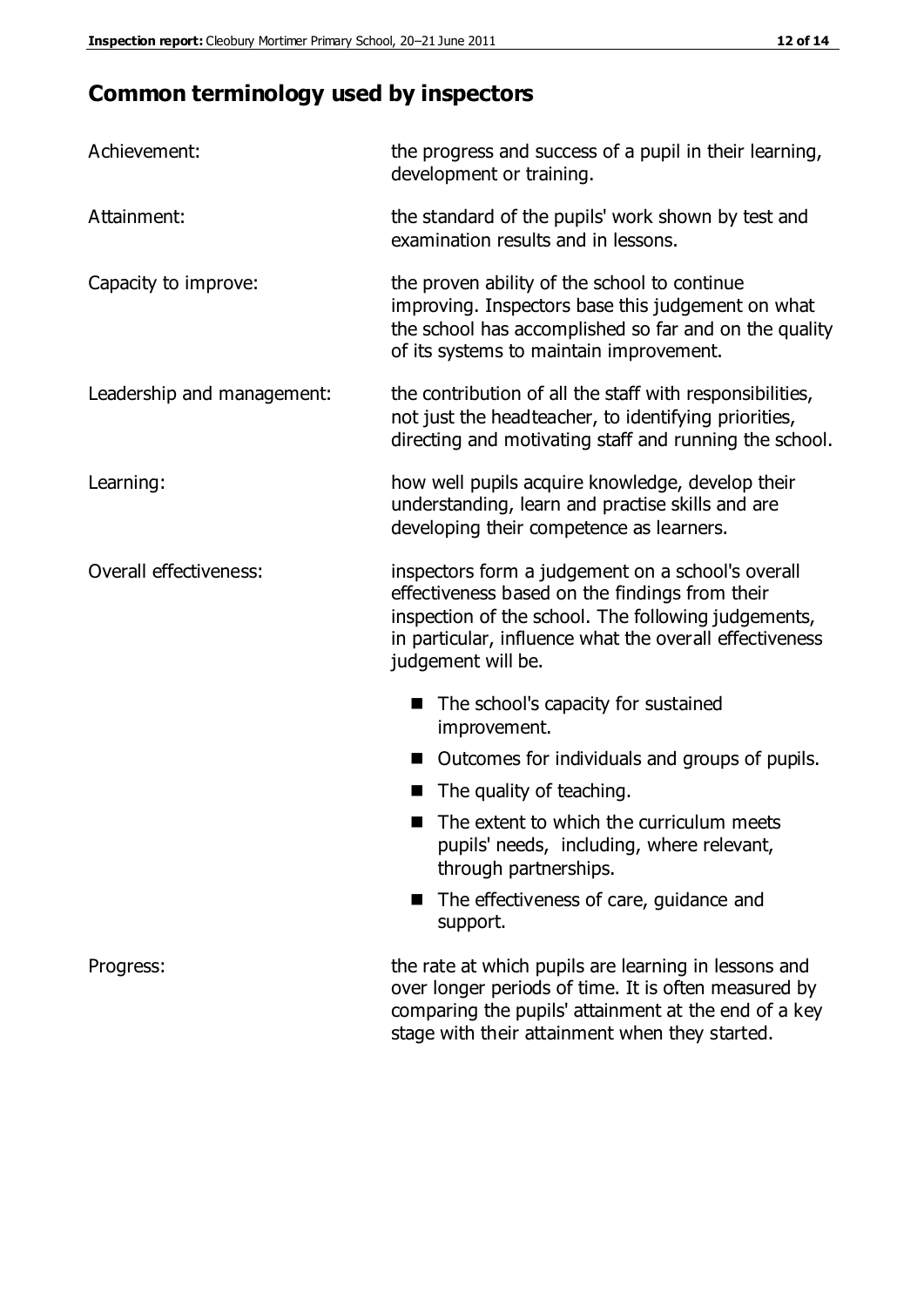## Common terminology used by inspectors

**Achievement:** the progress and success of a pupil in their learning, development or training.

**Attainment:** the standard of the pupils' work shown by test and examination results and in lessons.

**Capacity to improve:** the proven ability of the school to continue improving. Inspectors base this judgement on what the school has accomplished so far and on the quality of its systems to maintain improvement.

**Leadership and management:** the contribution of all the staff with responsibilities, not just the headteacher, to identifying priorities, directing and motivating staff and running the school.

**Learning:** how well pupils acquire knowledge, develop their understanding, learn and practise skills and are developing their competence as learners.

**Overall effectiveness:** inspectors form a judgement on a school's overall effectiveness based on the findings from their inspection of the school. The following judgements, in particular, influence what the overall effectiveness judgement will be.

- The school's capacity for sustained improvement.
- Outcomes for individuals and groups of pupils.
- The quality of teaching.
- The extent to which the curriculum meets pupils' needs, including, where relevant, through partnerships.
- The effectiveness of care, guidance and support.

**Progress:** the rate at which pupils are learning in lessons and over longer periods of time. It is often measured by comparing the pupils' attainment at the end of a key stage with their attainment when they started.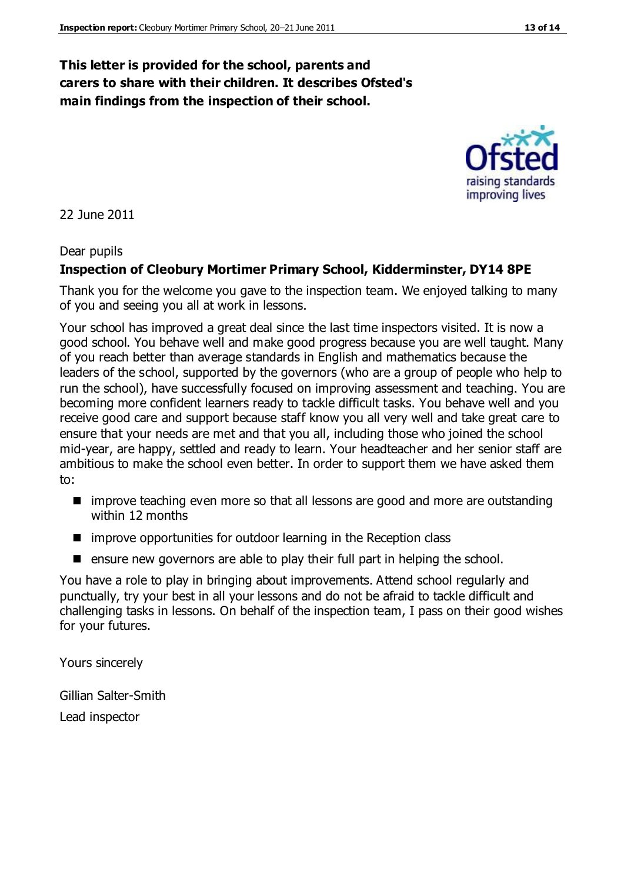**This letter is provided for the school, parents and carers to share with their children. It describes Ofsted's main findings from the inspection of their school.**

22 June 2011

Dear pupils

**Inspection of Cleobury Mortimer Primary School, Kidderminster, DY14 8PE**

Thank you for the welcome you gave to the inspection team. We enjoyed talking to many of you and seeing you all at work in lessons.

Your school has improved a great deal since the last time inspectors visited. It is now a good school. You behave well and make good progress because you are well taught. Many of you reach better than average standards in English and mathematics because the leaders of the school, supported by the governors (who are a group of people who help to run the school), have successfully focused on improving assessment and teaching. You are becoming more confident learners ready to tackle difficult tasks. You behave well and you receive good care and support because staff know you all very well and take great care to ensure that your needs are met and that you all, including those who joined the school mid-year, are happy, settled and ready to learn. Your headteacher and her senior staff are ambitious to make the school even better. In order to support them we have asked them to:

- improve teaching even more so that all lessons are good and more are outstanding within 12 months
- improve opportunities for outdoor learning in the Reception class
- ensure new governors are able to play their full part in helping the school.

You have a role to play in bringing about improvements. Attend school regularly and punctually, try your best in all your lessons and do not be afraid to tackle difficult and challenging tasks in lessons. On behalf of the inspection team, I pass on their good wishes for your futures.

Yours sincerely

Gillian Salter-Smith

Lead inspector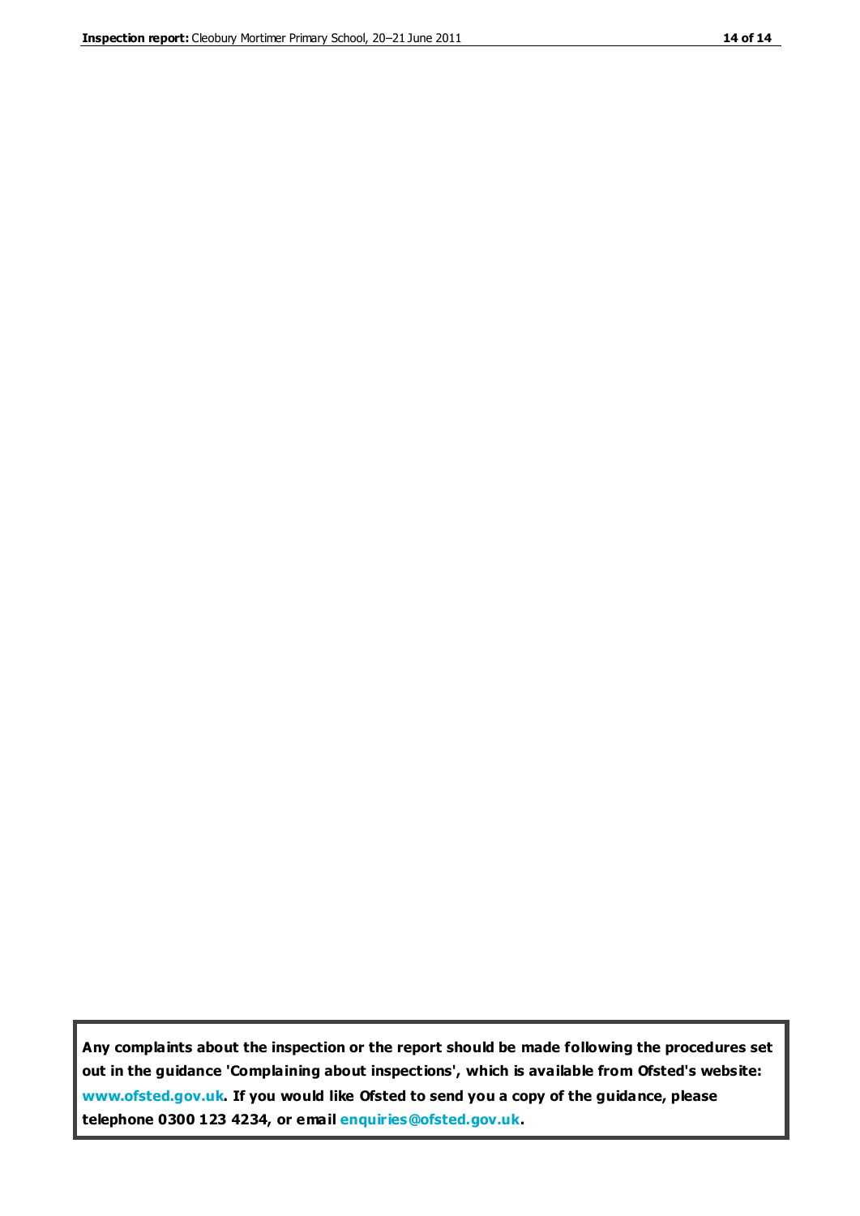**Any complaints about the inspection or the report should be made following the procedures set out in the guidance 'Complaining about inspections', which is available from Ofsted's website: www.ofsted.gov.uk. If you would like Ofsted to send you a copy of the guidance, please telephone 0300 123 4234, or email enquiries@ofsted.gov.uk.**